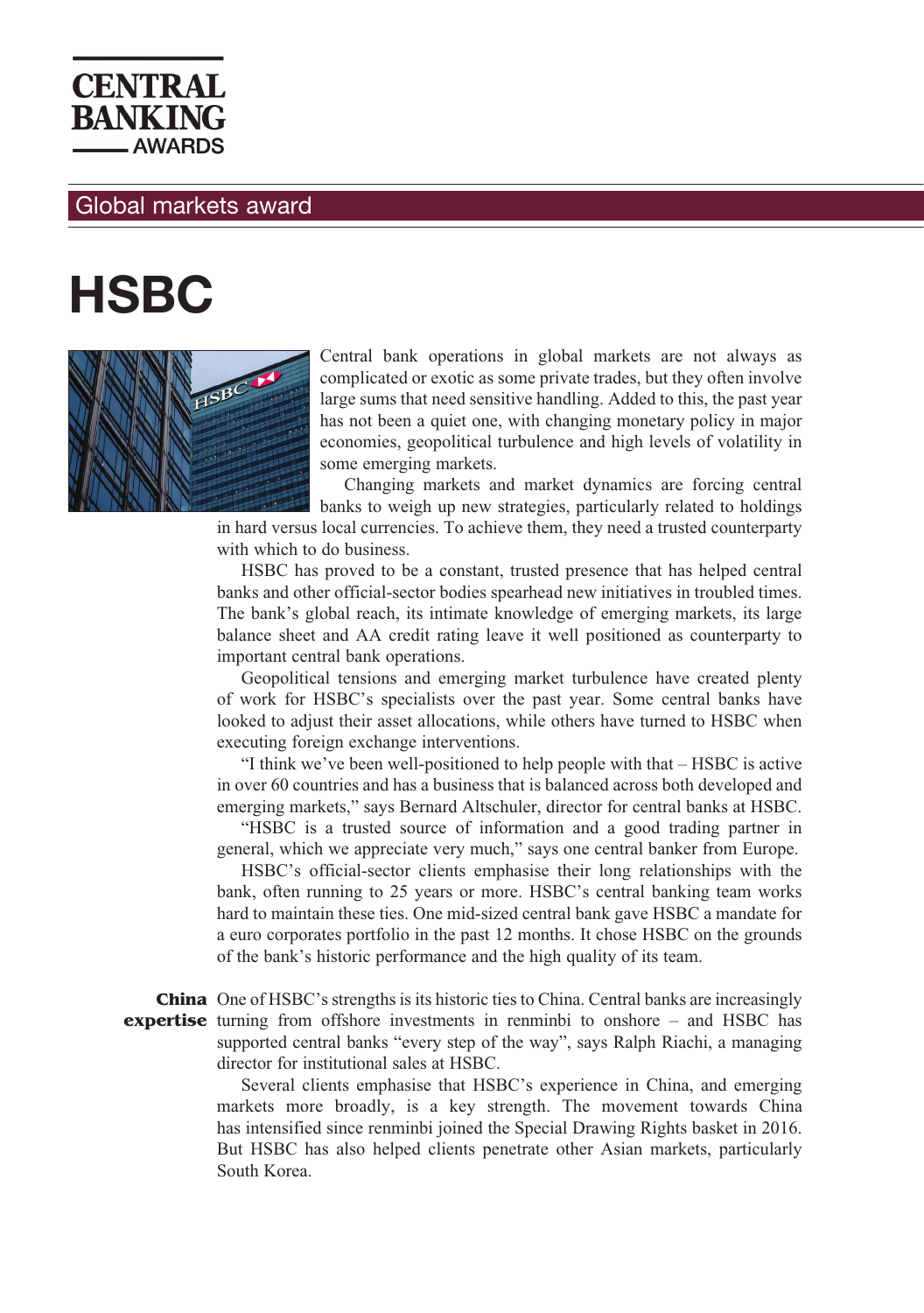CENTRAL BANKING AWARDS

## Global markets award

# HSBC

Central bank operations in global markets are not always as complicated or exotic as some private trades, but they often involve large sums that need sensitive handling. Added to this, the past year has not been a quiet one, with changing monetary policy in major economies, geopolitical turbulence and high levels of volatility in some emerging markets.

Changing markets and market dynamics are forcing central banks to weigh up new strategies, particularly related to holdings in hard versus local currencies. To achieve them, they need a trusted counterparty with which to do business.

HSBC has proved to be a constant, trusted presence that has helped central banks and other official-sector bodies spearhead new initiatives in troubled times. The bank's global reach, its intimate knowledge of emerging markets, its large balance sheet and AA credit rating leave it well positioned as counterparty to important central bank operations.

Geopolitical tensions and emerging market turbulence have created plenty of work for HSBC's specialists over the past year. Some central banks have looked to adjust their asset allocations, while others have turned to HSBC when executing foreign exchange interventions.

"I think we've been well-positioned to help people with that – HSBC is active in over 60 countries and has a business that is balanced across both developed and emerging markets," says Bernard Altschuler, director for central banks at HSBC.

"HSBC is a trusted source of information and a good trading partner in general, which we appreciate very much," says one central banker from Europe.

HSBC's official-sector clients emphasise their long relationships with the bank, often running to 25 years or more. HSBC's central banking team works hard to maintain these ties. One mid-sized central bank gave HSBC a mandate for a euro corporates portfolio in the past 12 months. It chose HSBC on the grounds of the bank's historic performance and the high quality of its team.

**China expertise**

One of HSBC's strengths is its historic ties to China. Central banks are increasingly turning from offshore investments in renminbi to onshore – and HSBC has supported central banks "every step of the way", says Ralph Riachi, a managing director for institutional sales at HSBC.

Several clients emphasise that HSBC's experience in China, and emerging markets more broadly, is a key strength. The movement towards China has intensified since renminbi joined the Special Drawing Rights basket in 2016. But HSBC has also helped clients penetrate other Asian markets, particularly South Korea.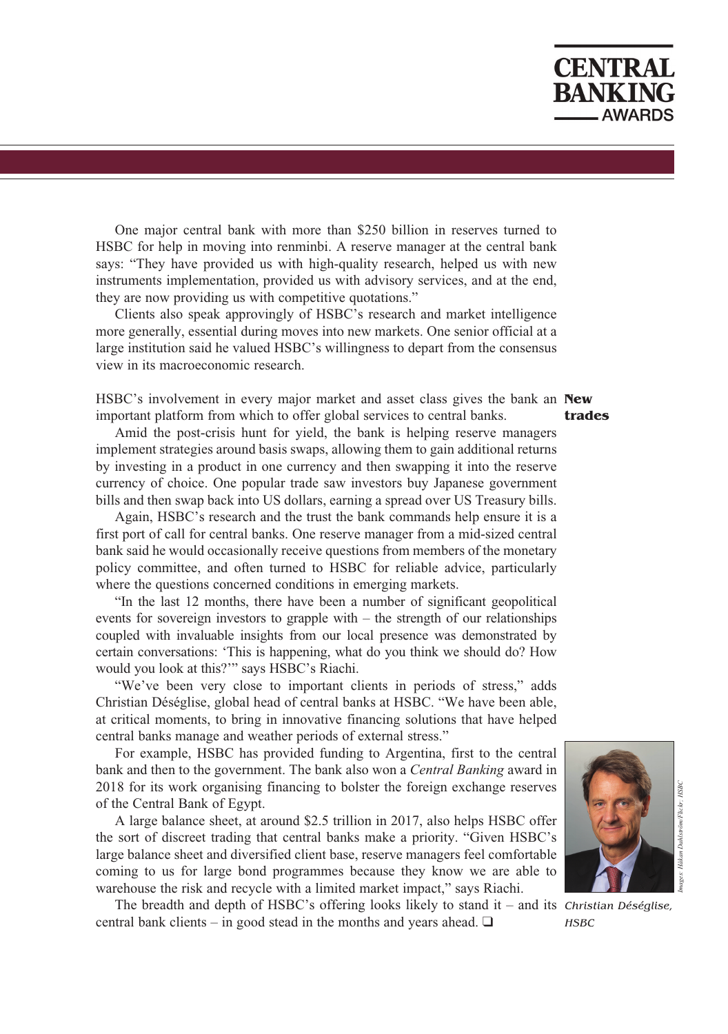One major central bank with more than $250 billion in reserves turned to HSBC for help in moving into renminbi. A reserve manager at the central bank says: "They have provided us with high-quality research, helped us with new instruments implementation, provided us with advisory services, and at the end, they are now providing us with competitive quotations."

Clients also speak approvingly of HSBC's research and market intelligence more generally, essential during moves into new markets. One senior official at a large institution said he valued HSBC's willingness to depart from the consensus view in its macroeconomic research.

### New trades

HSBC's involvement in every major market and asset class gives the bank an important platform from which to offer global services to central banks.

Amid the post-crisis hunt for yield, the bank is helping reserve managers implement strategies around basis swaps, allowing them to gain additional returns by investing in a product in one currency and then swapping it into the reserve currency of choice. One popular trade saw investors buy Japanese government bills and then swap back into US dollars, earning a spread over US Treasury bills.

Again, HSBC's research and the trust the bank commands help ensure it is a first port of call for central banks. One reserve manager from a mid-sized central bank said he would occasionally receive questions from members of the monetary policy committee, and often turned to HSBC for reliable advice, particularly where the questions concerned conditions in emerging markets.

"In the last 12 months, there have been a number of significant geopolitical events for sovereign investors to grapple with – the strength of our relationships coupled with invaluable insights from our local presence was demonstrated by certain conversations: 'This is happening, what do you think we should do? How would you look at this?'" says HSBC's Riachi.

"We've been very close to important clients in periods of stress," adds Christian Déséglise, global head of central banks at HSBC. "We have been able, at critical moments, to bring in innovative financing solutions that have helped central banks manage and weather periods of external stress."

For example, HSBC has provided funding to Argentina, first to the central bank and then to the government. The bank also won a *Central Banking* award in 2018 for its work organising financing to bolster the foreign exchange reserves of the Central Bank of Egypt.

A large balance sheet, at around $2.5 trillion in 2017, also helps HSBC offer the sort of discreet trading that central banks make a priority. "Given HSBC's large balance sheet and diversified client base, reserve managers feel comfortable coming to us for large bond programmes because they know we are able to warehouse the risk and recycle with a limited market impact," says Riachi.

The breadth and depth of HSBC's offering looks likely to stand it – and its central bank clients – in good stead in the months and years ahead. ❑

*Christian Déséglise, HSBC*

*Images: Håkan Dahlström/Flickr; HSBC*